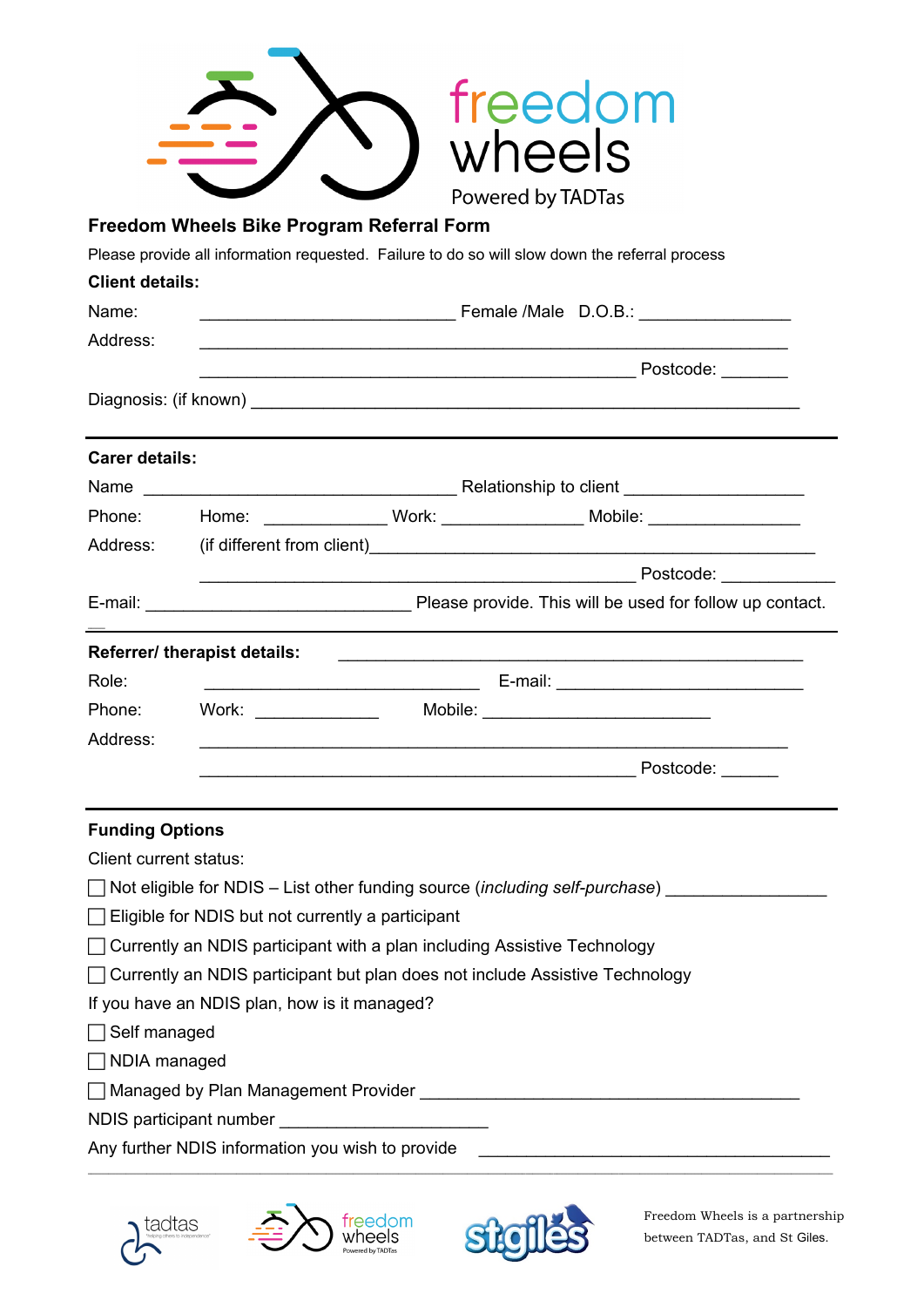freedom wheels

Powered by TADTas

## Freedom Wheels Bike Program Referral Form

Please provide all information requested. Failure to do so will slow down the referral process

**Client details:**

Name: ____________________________ Female /Male D.O.B.: ________________

Address: ______________________________________________________________________

______________________________________________________ Postcode: _______

Diagnosis: (if known) ______________________________________________________________

**Carer details:**

Name ____________________________________ Relationship to client ___________________

Phone: Home: ______________ Work: ________________ Mobile: __________________

Address: (if different from client)_____________________________________________________

______________________________________________________ Postcode: ____________

E-mail: ______________________________ Please provide. This will be used for follow up contact.

**Referrer/ therapist details:** ___________________________________________________

Role: _______________________________ E-mail: _____________________________

Phone: Work: ______________ Mobile: ___________________________

Address: ______________________________________________________________________

______________________________________________________ Postcode: ______

**Funding Options**

Client current status:

☐ Not eligible for NDIS – List other funding source (*including self-purchase*) _________________

☐ Eligible for NDIS but not currently a participant

☐ Currently an NDIS participant with a plan including Assistive Technology

☐ Currently an NDIS participant but plan does not include Assistive Technology

If you have an NDIS plan, how is it managed?

☐ Self managed

☐ NDIA managed

☐ Managed by Plan Management Provider _____________________________________________

NDIS participant number ________________________

Any further NDIS information you wish to provide _________________________________________

tadtas "helping others to independence" freedom wheels Powered by TADTas stgiles

Freedom Wheels is a partnership between TADTas, and St Giles.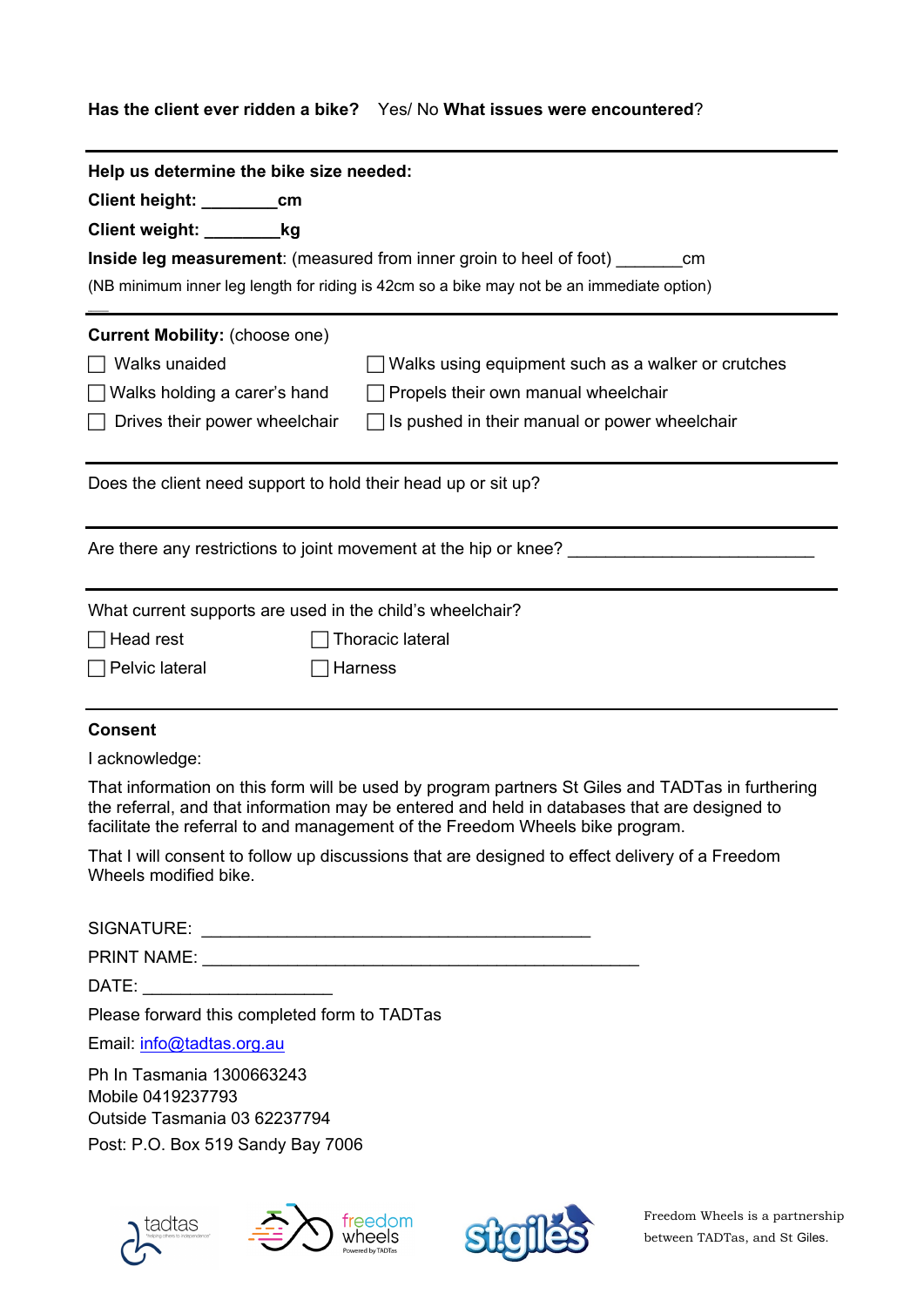**Has the client ever ridden a bike?** Yes/ No **What issues were encountered**?

---

**Help us determine the bike size needed:**

**Client height: \_\_\_\_\_\_\_\_cm**

**Client weight: \_\_\_\_\_\_\_\_kg**

**Inside leg measurement**: (measured from inner groin to heel of foot) \_\_\_\_\_\_\_cm

(NB minimum inner leg length for riding is 42cm so a bike may not be an immediate option)

---

**Current Mobility:** (choose one)

- ☐ Walks unaided
- ☐ Walks using equipment such as a walker or crutches
- ☐ Walks holding a carer's hand
- ☐ Propels their own manual wheelchair
- ☐ Drives their power wheelchair
- ☐ Is pushed in their manual or power wheelchair

---

Does the client need support to hold their head up or sit up?

---

Are there any restrictions to joint movement at the hip or knee? \_\_\_\_\_\_\_\_\_\_\_\_\_\_\_\_\_\_\_\_\_\_\_\_\_\_

---

What current supports are used in the child's wheelchair?

- ☐ Head rest
- ☐ Thoracic lateral
- ☐ Pelvic lateral
- ☐ Harness

---

**Consent**

I acknowledge:

That information on this form will be used by program partners St Giles and TADTas in furthering the referral, and that information may be entered and held in databases that are designed to facilitate the referral to and management of the Freedom Wheels bike program.

That I will consent to follow up discussions that are designed to effect delivery of a Freedom Wheels modified bike.

SIGNATURE: \_\_\_\_\_\_\_\_\_\_\_\_\_\_\_\_\_\_\_\_\_\_\_\_\_\_\_\_\_\_\_\_\_\_\_\_\_\_\_\_\_\_

PRINT NAME: \_\_\_\_\_\_\_\_\_\_\_\_\_\_\_\_\_\_\_\_\_\_\_\_\_\_\_\_\_\_\_\_\_\_\_\_\_\_\_\_\_\_\_\_\_\_

DATE: \_\_\_\_\_\_\_\_\_\_\_\_\_\_\_\_\_\_\_\_

Please forward this completed form to TADTas

Email: info@tadtas.org.au

Ph In Tasmania 1300663243
Mobile 0419237793
Outside Tasmania 03 62237794

Post: P.O. Box 519 Sandy Bay 7006

tadtas "helping others to independence" | freedom wheels Powered by TADTas | stgiles

Freedom Wheels is a partnership between TADTas, and St Giles.